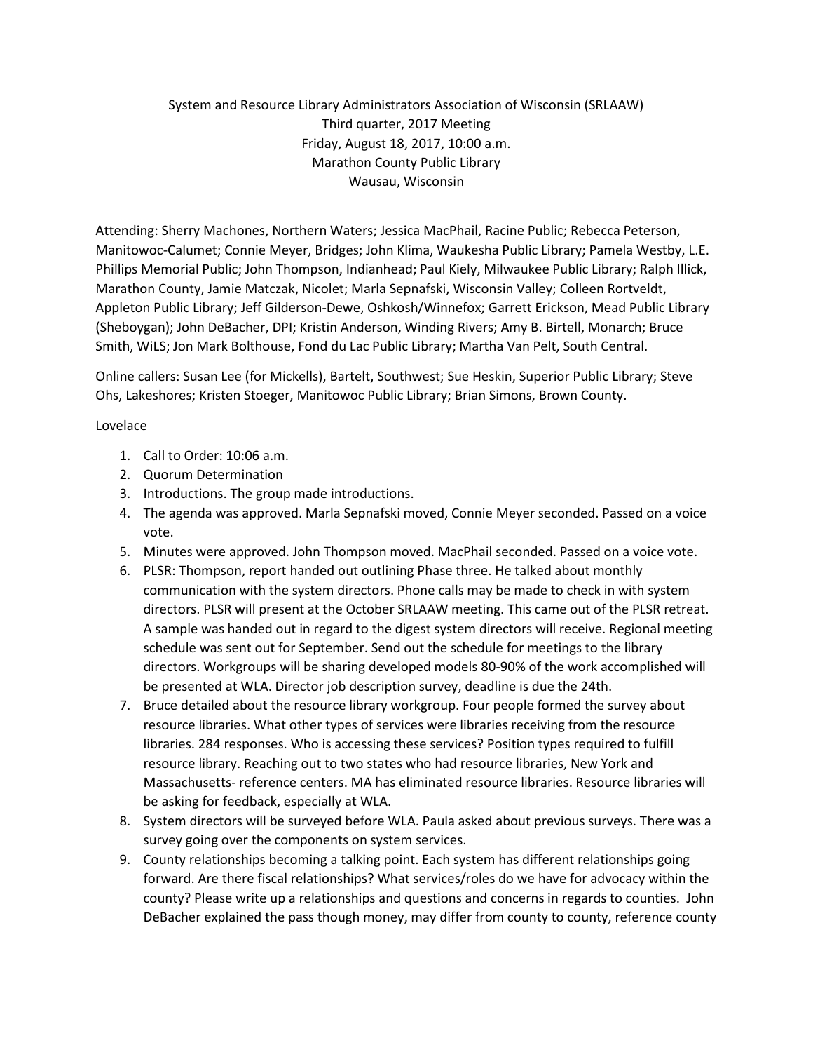System and Resource Library Administrators Association of Wisconsin (SRLAAW)
Third quarter, 2017 Meeting
Friday, August 18, 2017, 10:00 a.m.
Marathon County Public Library
Wausau, Wisconsin

Attending: Sherry Machones, Northern Waters; Jessica MacPhail, Racine Public; Rebecca Peterson, Manitowoc-Calumet; Connie Meyer, Bridges; John Klima, Waukesha Public Library; Pamela Westby, L.E. Phillips Memorial Public; John Thompson, Indianhead; Paul Kiely, Milwaukee Public Library; Ralph Illick, Marathon County, Jamie Matczak, Nicolet; Marla Sepnafski, Wisconsin Valley; Colleen Rortveldt, Appleton Public Library; Jeff Gilderson-Dewe, Oshkosh/Winnefox; Garrett Erickson, Mead Public Library (Sheboygan); John DeBacher, DPI; Kristin Anderson, Winding Rivers; Amy B. Birtell, Monarch; Bruce Smith, WiLS; Jon Mark Bolthouse, Fond du Lac Public Library; Martha Van Pelt, South Central.

Online callers: Susan Lee (for Mickells), Bartelt, Southwest; Sue Heskin, Superior Public Library; Steve Ohs, Lakeshores; Kristen Stoeger, Manitowoc Public Library; Brian Simons, Brown County.

Lovelace

1. Call to Order: 10:06 a.m.
2. Quorum Determination
3. Introductions. The group made introductions.
4. The agenda was approved. Marla Sepnafski moved, Connie Meyer seconded. Passed on a voice vote.
5. Minutes were approved. John Thompson moved. MacPhail seconded. Passed on a voice vote.
6. PLSR: Thompson, report handed out outlining Phase three. He talked about monthly communication with the system directors. Phone calls may be made to check in with system directors. PLSR will present at the October SRLAAW meeting. This came out of the PLSR retreat. A sample was handed out in regard to the digest system directors will receive. Regional meeting schedule was sent out for September. Send out the schedule for meetings to the library directors. Workgroups will be sharing developed models 80-90% of the work accomplished will be presented at WLA. Director job description survey, deadline is due the 24th.
7. Bruce detailed about the resource library workgroup. Four people formed the survey about resource libraries. What other types of services were libraries receiving from the resource libraries. 284 responses. Who is accessing these services? Position types required to fulfill resource library. Reaching out to two states who had resource libraries, New York and Massachusetts- reference centers. MA has eliminated resource libraries. Resource libraries will be asking for feedback, especially at WLA.
8. System directors will be surveyed before WLA. Paula asked about previous surveys. There was a survey going over the components on system services.
9. County relationships becoming a talking point. Each system has different relationships going forward. Are there fiscal relationships? What services/roles do we have for advocacy within the county? Please write up a relationships and questions and concerns in regards to counties. John DeBacher explained the pass though money, may differ from county to county, reference county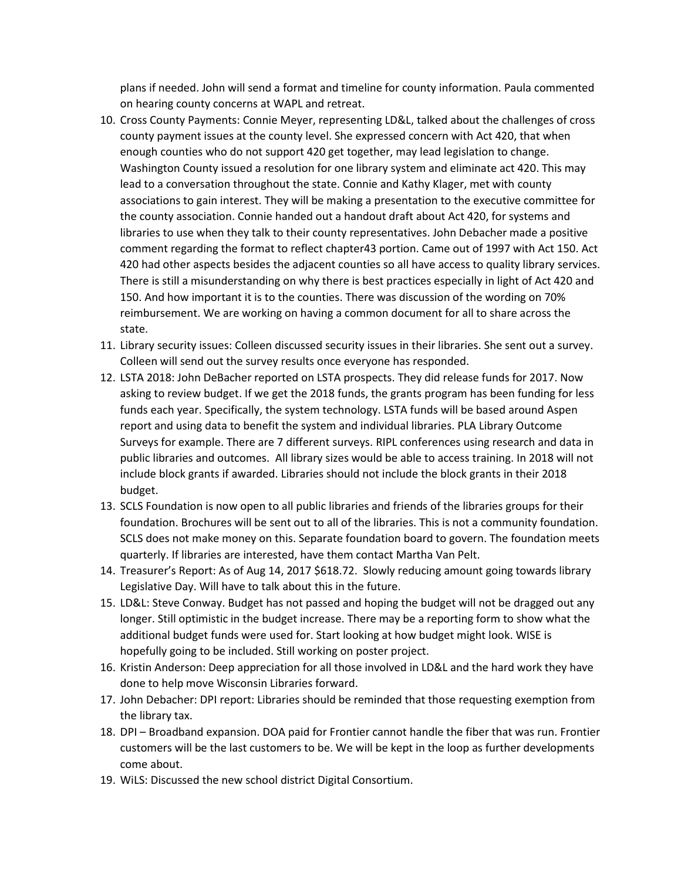plans if needed. John will send a format and timeline for county information. Paula commented on hearing county concerns at WAPL and retreat.

10. Cross County Payments: Connie Meyer, representing LD&L, talked about the challenges of cross county payment issues at the county level. She expressed concern with Act 420, that when enough counties who do not support 420 get together, may lead legislation to change. Washington County issued a resolution for one library system and eliminate act 420. This may lead to a conversation throughout the state. Connie and Kathy Klager, met with county associations to gain interest. They will be making a presentation to the executive committee for the county association. Connie handed out a handout draft about Act 420, for systems and libraries to use when they talk to their county representatives. John Debacher made a positive comment regarding the format to reflect chapter43 portion. Came out of 1997 with Act 150. Act 420 had other aspects besides the adjacent counties so all have access to quality library services. There is still a misunderstanding on why there is best practices especially in light of Act 420 and 150. And how important it is to the counties. There was discussion of the wording on 70% reimbursement. We are working on having a common document for all to share across the state.
11. Library security issues: Colleen discussed security issues in their libraries. She sent out a survey. Colleen will send out the survey results once everyone has responded.
12. LSTA 2018: John DeBacher reported on LSTA prospects. They did release funds for 2017. Now asking to review budget. If we get the 2018 funds, the grants program has been funding for less funds each year. Specifically, the system technology. LSTA funds will be based around Aspen report and using data to benefit the system and individual libraries. PLA Library Outcome Surveys for example. There are 7 different surveys. RIPL conferences using research and data in public libraries and outcomes. All library sizes would be able to access training. In 2018 will not include block grants if awarded. Libraries should not include the block grants in their 2018 budget.
13. SCLS Foundation is now open to all public libraries and friends of the libraries groups for their foundation. Brochures will be sent out to all of the libraries. This is not a community foundation. SCLS does not make money on this. Separate foundation board to govern. The foundation meets quarterly. If libraries are interested, have them contact Martha Van Pelt.
14. Treasurer's Report: As of Aug 14, 2017 $618.72. Slowly reducing amount going towards library Legislative Day. Will have to talk about this in the future.
15. LD&L: Steve Conway. Budget has not passed and hoping the budget will not be dragged out any longer. Still optimistic in the budget increase. There may be a reporting form to show what the additional budget funds were used for. Start looking at how budget might look. WISE is hopefully going to be included. Still working on poster project.
16. Kristin Anderson: Deep appreciation for all those involved in LD&L and the hard work they have done to help move Wisconsin Libraries forward.
17. John Debacher: DPI report: Libraries should be reminded that those requesting exemption from the library tax.
18. DPI – Broadband expansion. DOA paid for Frontier cannot handle the fiber that was run. Frontier customers will be the last customers to be. We will be kept in the loop as further developments come about.
19. WiLS: Discussed the new school district Digital Consortium.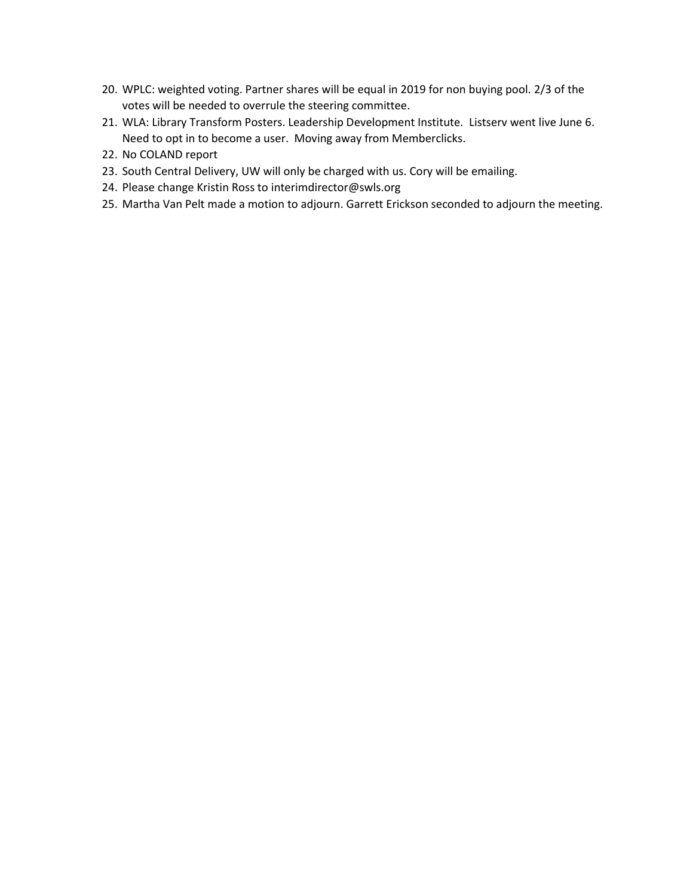20. WPLC: weighted voting. Partner shares will be equal in 2019 for non buying pool. 2/3 of the votes will be needed to overrule the steering committee.
21. WLA: Library Transform Posters. Leadership Development Institute. Listserv went live June 6. Need to opt in to become a user. Moving away from Memberclicks.
22. No COLAND report
23. South Central Delivery, UW will only be charged with us. Cory will be emailing.
24. Please change Kristin Ross to interimdirector@swls.org
25. Martha Van Pelt made a motion to adjourn. Garrett Erickson seconded to adjourn the meeting.